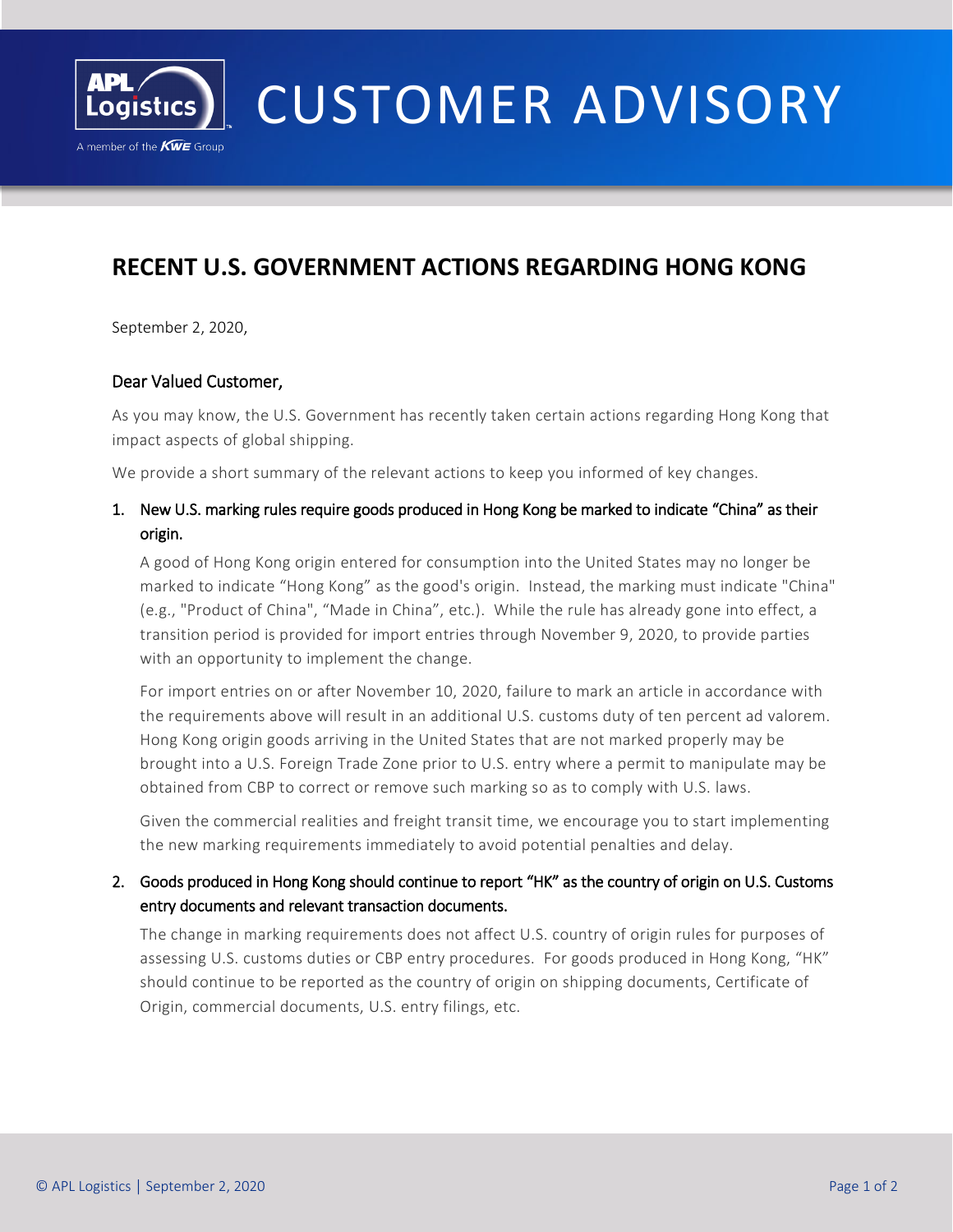CUSTOMER ADVISORY

# RECENT U.S. GOVERNMENT ACTIONS REGARDING HONG KONG

September 2, 2020,

Dear Valued Customer,

As you may know, the U.S. Government has recently taken certain actions regarding Hong Kong that impact aspects of global shipping.

We provide a short summary of the relevant actions to keep you informed of key changes.

1. **New U.S. marking rules require goods produced in Hong Kong be marked to indicate "China" as their origin.**

   A good of Hong Kong origin entered for consumption into the United States may no longer be marked to indicate "Hong Kong" as the good's origin. Instead, the marking must indicate "China" (e.g., "Product of China", "Made in China", etc.). While the rule has already gone into effect, a transition period is provided for import entries through November 9, 2020, to provide parties with an opportunity to implement the change.

   For import entries on or after November 10, 2020, failure to mark an article in accordance with the requirements above will result in an additional U.S. customs duty of ten percent ad valorem. Hong Kong origin goods arriving in the United States that are not marked properly may be brought into a U.S. Foreign Trade Zone prior to U.S. entry where a permit to manipulate may be obtained from CBP to correct or remove such marking so as to comply with U.S. laws.

   Given the commercial realities and freight transit time, we encourage you to start implementing the new marking requirements immediately to avoid potential penalties and delay.

2. **Goods produced in Hong Kong should continue to report "HK" as the country of origin on U.S. Customs entry documents and relevant transaction documents.**

   The change in marking requirements does not affect U.S. country of origin rules for purposes of assessing U.S. customs duties or CBP entry procedures. For goods produced in Hong Kong, "HK" should continue to be reported as the country of origin on shipping documents, Certificate of Origin, commercial documents, U.S. entry filings, etc.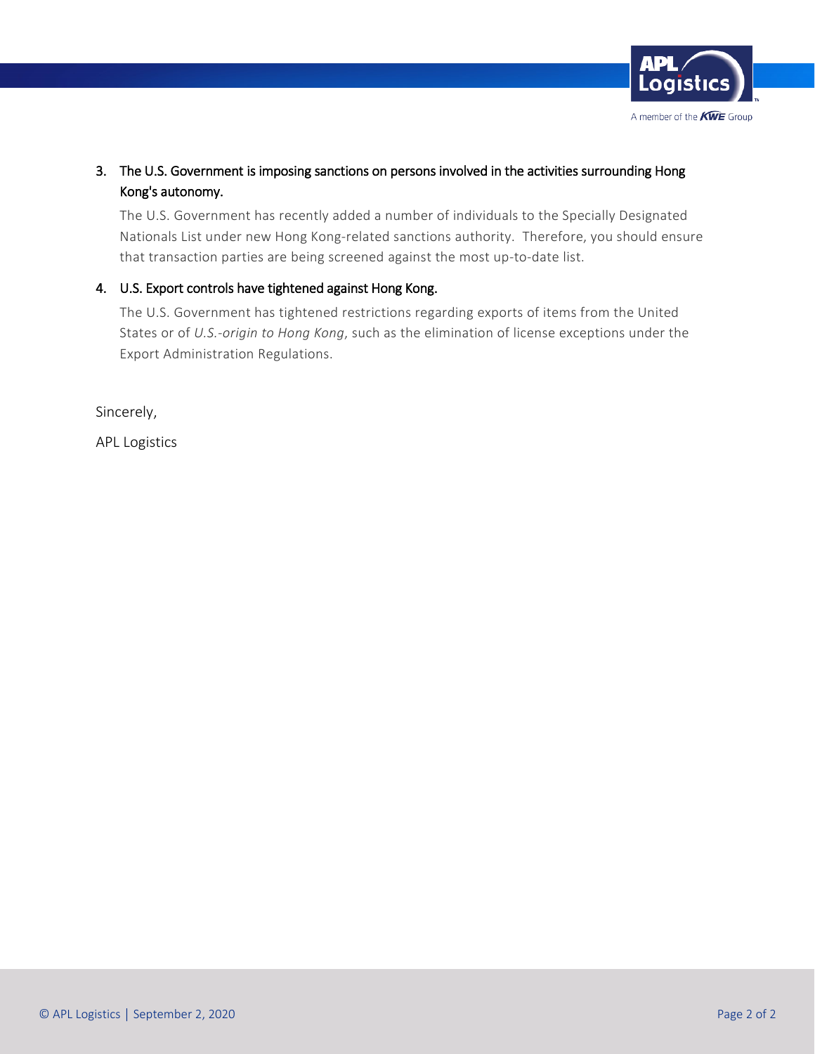3. **The U.S. Government is imposing sanctions on persons involved in the activities surrounding Hong Kong's autonomy.**

   The U.S. Government has recently added a number of individuals to the Specially Designated Nationals List under new Hong Kong-related sanctions authority. Therefore, you should ensure that transaction parties are being screened against the most up-to-date list.

4. **U.S. Export controls have tightened against Hong Kong.**

   The U.S. Government has tightened restrictions regarding exports of items from the United States or of *U.S.-origin to Hong Kong*, such as the elimination of license exceptions under the Export Administration Regulations.

Sincerely,

APL Logistics